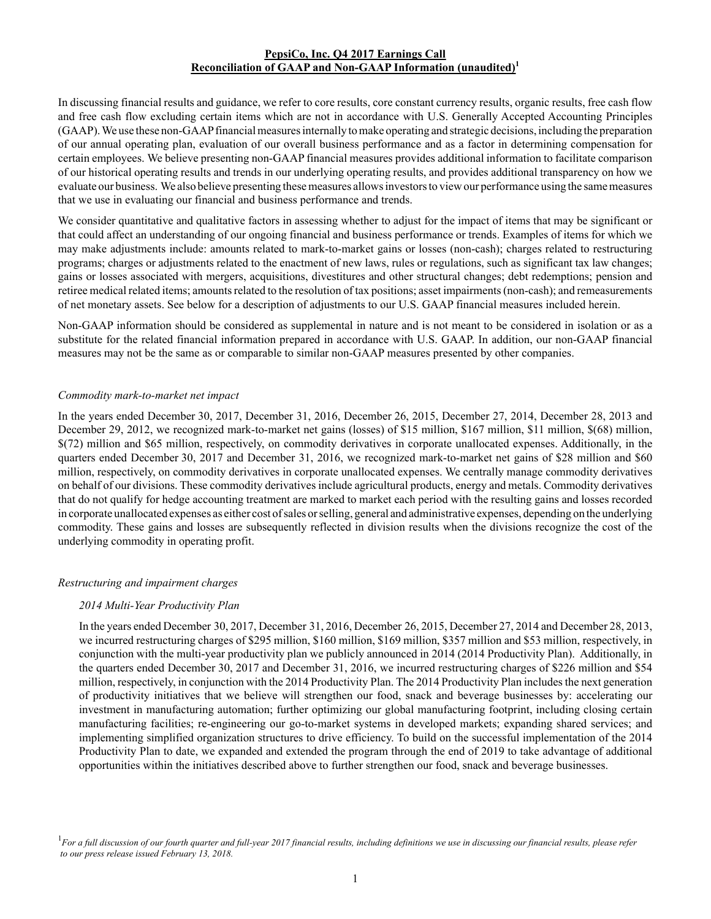**PepsiCo, Inc. Q4 2017 Earnings Call**
**Reconciliation of GAAP and Non-GAAP Information (unaudited)[1]**

In discussing financial results and guidance, we refer to core results, core constant currency results, organic results, free cash flow and free cash flow excluding certain items which are not in accordance with U.S. Generally Accepted Accounting Principles (GAAP). We use these non-GAAP financial measures internally to make operating and strategic decisions, including the preparation of our annual operating plan, evaluation of our overall business performance and as a factor in determining compensation for certain employees. We believe presenting non-GAAP financial measures provides additional information to facilitate comparison of our historical operating results and trends in our underlying operating results, and provides additional transparency on how we evaluate our business. We also believe presenting these measures allows investors to view our performance using the same measures that we use in evaluating our financial and business performance and trends.

We consider quantitative and qualitative factors in assessing whether to adjust for the impact of items that may be significant or that could affect an understanding of our ongoing financial and business performance or trends. Examples of items for which we may make adjustments include: amounts related to mark-to-market gains or losses (non-cash); charges related to restructuring programs; charges or adjustments related to the enactment of new laws, rules or regulations, such as significant tax law changes; gains or losses associated with mergers, acquisitions, divestitures and other structural changes; debt redemptions; pension and retiree medical related items; amounts related to the resolution of tax positions; asset impairments (non-cash); and remeasurements of net monetary assets. See below for a description of adjustments to our U.S. GAAP financial measures included herein.

Non-GAAP information should be considered as supplemental in nature and is not meant to be considered in isolation or as a substitute for the related financial information prepared in accordance with U.S. GAAP. In addition, our non-GAAP financial measures may not be the same as or comparable to similar non-GAAP measures presented by other companies.

*Commodity mark-to-market net impact*

In the years ended December 30, 2017, December 31, 2016, December 26, 2015, December 27, 2014, December 28, 2013 and December 29, 2012, we recognized mark-to-market net gains (losses) of $15 million, $167 million, $11 million, $(68) million, $(72) million and $65 million, respectively, on commodity derivatives in corporate unallocated expenses. Additionally, in the quarters ended December 30, 2017 and December 31, 2016, we recognized mark-to-market net gains of $28 million and $60 million, respectively, on commodity derivatives in corporate unallocated expenses. We centrally manage commodity derivatives on behalf of our divisions. These commodity derivatives include agricultural products, energy and metals. Commodity derivatives that do not qualify for hedge accounting treatment are marked to market each period with the resulting gains and losses recorded in corporate unallocated expenses as either cost of sales or selling, general and administrative expenses, depending on the underlying commodity. These gains and losses are subsequently reflected in division results when the divisions recognize the cost of the underlying commodity in operating profit.

*Restructuring and impairment charges*

*2014 Multi-Year Productivity Plan*

In the years ended December 30, 2017, December 31, 2016, December 26, 2015, December 27, 2014 and December 28, 2013, we incurred restructuring charges of $295 million, $160 million, $169 million, $357 million and $53 million, respectively, in conjunction with the multi-year productivity plan we publicly announced in 2014 (2014 Productivity Plan). Additionally, in the quarters ended December 30, 2017 and December 31, 2016, we incurred restructuring charges of $226 million and $54 million, respectively, in conjunction with the 2014 Productivity Plan. The 2014 Productivity Plan includes the next generation of productivity initiatives that we believe will strengthen our food, snack and beverage businesses by: accelerating our investment in manufacturing automation; further optimizing our global manufacturing footprint, including closing certain manufacturing facilities; re-engineering our go-to-market systems in developed markets; expanding shared services; and implementing simplified organization structures to drive efficiency. To build on the successful implementation of the 2014 Productivity Plan to date, we expanded and extended the program through the end of 2019 to take advantage of additional opportunities within the initiatives described above to further strengthen our food, snack and beverage businesses.

[1] *For a full discussion of our fourth quarter and full-year 2017 financial results, including definitions we use in discussing our financial results, please refer to our press release issued February 13, 2018.*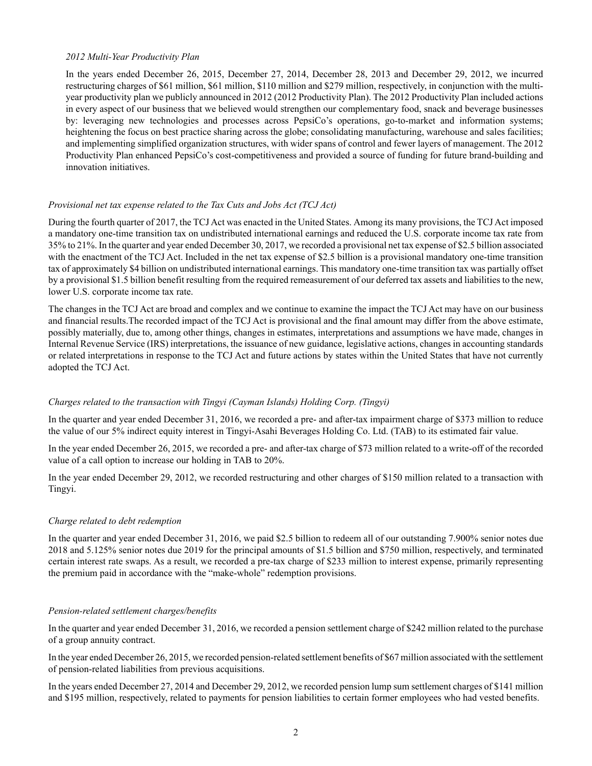*2012 Multi-Year Productivity Plan*

In the years ended December 26, 2015, December 27, 2014, December 28, 2013 and December 29, 2012, we incurred restructuring charges of $61 million, $61 million, $110 million and $279 million, respectively, in conjunction with the multi-year productivity plan we publicly announced in 2012 (2012 Productivity Plan). The 2012 Productivity Plan included actions in every aspect of our business that we believed would strengthen our complementary food, snack and beverage businesses by: leveraging new technologies and processes across PepsiCo's operations, go-to-market and information systems; heightening the focus on best practice sharing across the globe; consolidating manufacturing, warehouse and sales facilities; and implementing simplified organization structures, with wider spans of control and fewer layers of management. The 2012 Productivity Plan enhanced PepsiCo's cost-competitiveness and provided a source of funding for future brand-building and innovation initiatives.

*Provisional net tax expense related to the Tax Cuts and Jobs Act (TCJ Act)*

During the fourth quarter of 2017, the TCJ Act was enacted in the United States. Among its many provisions, the TCJ Act imposed a mandatory one-time transition tax on undistributed international earnings and reduced the U.S. corporate income tax rate from 35% to 21%. In the quarter and year ended December 30, 2017, we recorded a provisional net tax expense of $2.5 billion associated with the enactment of the TCJ Act. Included in the net tax expense of $2.5 billion is a provisional mandatory one-time transition tax of approximately $4 billion on undistributed international earnings. This mandatory one-time transition tax was partially offset by a provisional $1.5 billion benefit resulting from the required remeasurement of our deferred tax assets and liabilities to the new, lower U.S. corporate income tax rate.

The changes in the TCJ Act are broad and complex and we continue to examine the impact the TCJ Act may have on our business and financial results.The recorded impact of the TCJ Act is provisional and the final amount may differ from the above estimate, possibly materially, due to, among other things, changes in estimates, interpretations and assumptions we have made, changes in Internal Revenue Service (IRS) interpretations, the issuance of new guidance, legislative actions, changes in accounting standards or related interpretations in response to the TCJ Act and future actions by states within the United States that have not currently adopted the TCJ Act.

*Charges related to the transaction with Tingyi (Cayman Islands) Holding Corp. (Tingyi)*

In the quarter and year ended December 31, 2016, we recorded a pre- and after-tax impairment charge of $373 million to reduce the value of our 5% indirect equity interest in Tingyi-Asahi Beverages Holding Co. Ltd. (TAB) to its estimated fair value.

In the year ended December 26, 2015, we recorded a pre- and after-tax charge of $73 million related to a write-off of the recorded value of a call option to increase our holding in TAB to 20%.

In the year ended December 29, 2012, we recorded restructuring and other charges of $150 million related to a transaction with Tingyi.

*Charge related to debt redemption*

In the quarter and year ended December 31, 2016, we paid $2.5 billion to redeem all of our outstanding 7.900% senior notes due 2018 and 5.125% senior notes due 2019 for the principal amounts of $1.5 billion and $750 million, respectively, and terminated certain interest rate swaps. As a result, we recorded a pre-tax charge of $233 million to interest expense, primarily representing the premium paid in accordance with the "make-whole" redemption provisions.

*Pension-related settlement charges/benefits*

In the quarter and year ended December 31, 2016, we recorded a pension settlement charge of $242 million related to the purchase of a group annuity contract.

In the year ended December 26, 2015, we recorded pension-related settlement benefits of $67 million associated with the settlement of pension-related liabilities from previous acquisitions.

In the years ended December 27, 2014 and December 29, 2012, we recorded pension lump sum settlement charges of $141 million and $195 million, respectively, related to payments for pension liabilities to certain former employees who had vested benefits.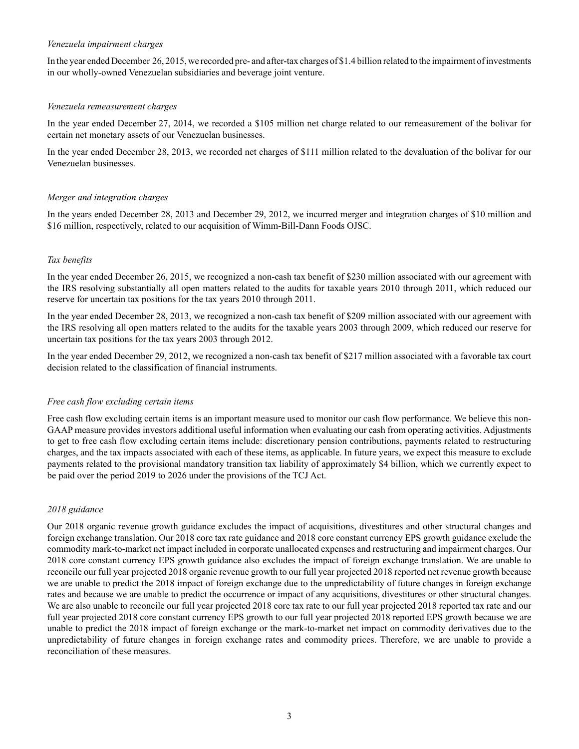*Venezuela impairment charges*

In the year ended December 26, 2015, we recorded pre- and after-tax charges of $1.4 billion related to the impairment of investments in our wholly-owned Venezuelan subsidiaries and beverage joint venture.

*Venezuela remeasurement charges*

In the year ended December 27, 2014, we recorded a $105 million net charge related to our remeasurement of the bolivar for certain net monetary assets of our Venezuelan businesses.

In the year ended December 28, 2013, we recorded net charges of $111 million related to the devaluation of the bolivar for our Venezuelan businesses.

*Merger and integration charges*

In the years ended December 28, 2013 and December 29, 2012, we incurred merger and integration charges of $10 million and $16 million, respectively, related to our acquisition of Wimm-Bill-Dann Foods OJSC.

*Tax benefits*

In the year ended December 26, 2015, we recognized a non-cash tax benefit of $230 million associated with our agreement with the IRS resolving substantially all open matters related to the audits for taxable years 2010 through 2011, which reduced our reserve for uncertain tax positions for the tax years 2010 through 2011.

In the year ended December 28, 2013, we recognized a non-cash tax benefit of $209 million associated with our agreement with the IRS resolving all open matters related to the audits for the taxable years 2003 through 2009, which reduced our reserve for uncertain tax positions for the tax years 2003 through 2012.

In the year ended December 29, 2012, we recognized a non-cash tax benefit of $217 million associated with a favorable tax court decision related to the classification of financial instruments.

*Free cash flow excluding certain items*

Free cash flow excluding certain items is an important measure used to monitor our cash flow performance. We believe this non-GAAP measure provides investors additional useful information when evaluating our cash from operating activities. Adjustments to get to free cash flow excluding certain items include: discretionary pension contributions, payments related to restructuring charges, and the tax impacts associated with each of these items, as applicable. In future years, we expect this measure to exclude payments related to the provisional mandatory transition tax liability of approximately $4 billion, which we currently expect to be paid over the period 2019 to 2026 under the provisions of the TCJ Act.

*2018 guidance*

Our 2018 organic revenue growth guidance excludes the impact of acquisitions, divestitures and other structural changes and foreign exchange translation. Our 2018 core tax rate guidance and 2018 core constant currency EPS growth guidance exclude the commodity mark-to-market net impact included in corporate unallocated expenses and restructuring and impairment charges. Our 2018 core constant currency EPS growth guidance also excludes the impact of foreign exchange translation. We are unable to reconcile our full year projected 2018 organic revenue growth to our full year projected 2018 reported net revenue growth because we are unable to predict the 2018 impact of foreign exchange due to the unpredictability of future changes in foreign exchange rates and because we are unable to predict the occurrence or impact of any acquisitions, divestitures or other structural changes. We are also unable to reconcile our full year projected 2018 core tax rate to our full year projected 2018 reported tax rate and our full year projected 2018 core constant currency EPS growth to our full year projected 2018 reported EPS growth because we are unable to predict the 2018 impact of foreign exchange or the mark-to-market net impact on commodity derivatives due to the unpredictability of future changes in foreign exchange rates and commodity prices. Therefore, we are unable to provide a reconciliation of these measures.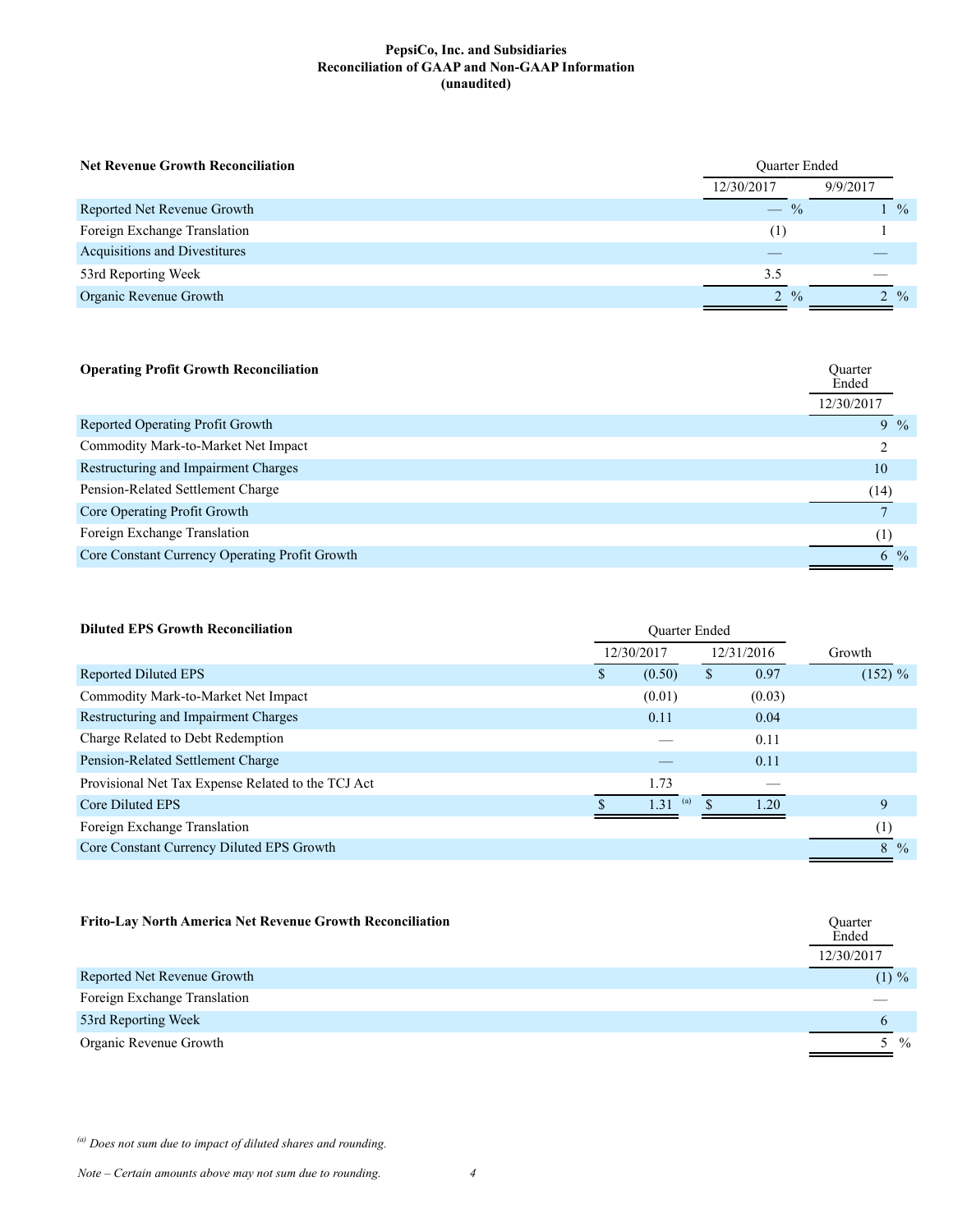**PepsiCo, Inc. and Subsidiaries**
**Reconciliation of GAAP and Non-GAAP Information**
**(unaudited)**

| **Net Revenue Growth Reconciliation** | Quarter Ended | |
|---|---|---|
| | 12/30/2017 | 9/9/2017 |
| Reported Net Revenue Growth | — % | 1 % |
| Foreign Exchange Translation | (1) | 1 |
| Acquisitions and Divestitures | — | — |
| 53rd Reporting Week | 3.5 | — |
| Organic Revenue Growth | 2 % | 2 % |

| **Operating Profit Growth Reconciliation** | Quarter Ended |
|---|---|
| | 12/30/2017 |
| Reported Operating Profit Growth | 9 % |
| Commodity Mark-to-Market Net Impact | 2 |
| Restructuring and Impairment Charges | 10 |
| Pension-Related Settlement Charge | (14) |
| Core Operating Profit Growth | 7 |
| Foreign Exchange Translation | (1) |
| Core Constant Currency Operating Profit Growth | 6 % |

| **Diluted EPS Growth Reconciliation** | Quarter Ended | | |
|---|---|---|---|
| | 12/30/2017 | 12/31/2016 | Growth |
| Reported Diluted EPS | $ (0.50) | $ 0.97 | (152) % |
| Commodity Mark-to-Market Net Impact | (0.01) | (0.03) | |
| Restructuring and Impairment Charges | 0.11 | 0.04 | |
| Charge Related to Debt Redemption | — | 0.11 | |
| Pension-Related Settlement Charge | — | 0.11 | |
| Provisional Net Tax Expense Related to the TCJ Act | 1.73 | — | |
| Core Diluted EPS | $ 1.31 [(a)] | $ 1.20 | 9 |
| Foreign Exchange Translation | | | (1) |
| Core Constant Currency Diluted EPS Growth | | | 8 % |

| **Frito-Lay North America Net Revenue Growth Reconciliation** | Quarter Ended |
|---|---|
| | 12/30/2017 |
| Reported Net Revenue Growth | (1) % |
| Foreign Exchange Translation | — |
| 53rd Reporting Week | 6 |
| Organic Revenue Growth | 5 % |

[(a)] *Does not sum due to impact of diluted shares and rounding.*

*Note – Certain amounts above may not sum due to rounding.*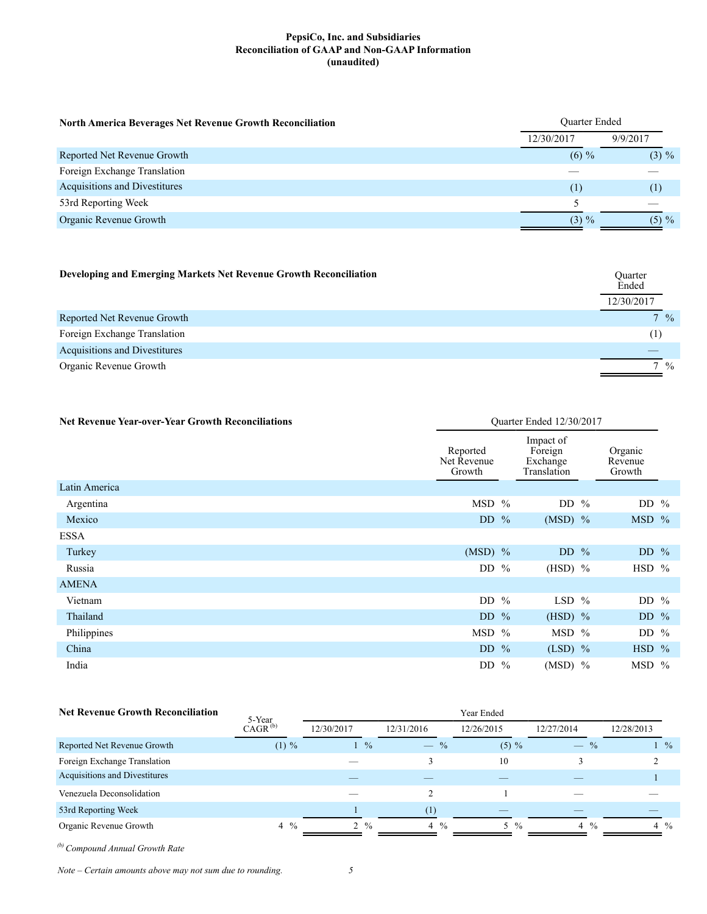**PepsiCo, Inc. and Subsidiaries**
**Reconciliation of GAAP and Non-GAAP Information**
**(unaudited)**

| **North America Beverages Net Revenue Growth Reconciliation** | Quarter Ended | |
|---|---|---|
| | 12/30/2017 | 9/9/2017 |
| Reported Net Revenue Growth | (6) % | (3) % |
| Foreign Exchange Translation | — | — |
| Acquisitions and Divestitures | (1) | (1) |
| 53rd Reporting Week | 5 | — |
| Organic Revenue Growth | (3) % | (5) % |

| **Developing and Emerging Markets Net Revenue Growth Reconciliation** | Quarter Ended |
|---|---|
| | 12/30/2017 |
| Reported Net Revenue Growth | 7 % |
| Foreign Exchange Translation | (1) |
| Acquisitions and Divestitures | — |
| Organic Revenue Growth | 7 % |

| **Net Revenue Year-over-Year Growth Reconciliations** | Quarter Ended 12/30/2017 | | |
|---|---|---|---|
| | Reported Net Revenue Growth | Impact of Foreign Exchange Translation | Organic Revenue Growth |
| Latin America | | | |
| Argentina | MSD % | DD % | DD % |
| Mexico | DD % | (MSD) % | MSD % |
| ESSA | | | |
| Turkey | (MSD) % | DD % | DD % |
| Russia | DD % | (HSD) % | HSD % |
| AMENA | | | |
| Vietnam | DD % | LSD % | DD % |
| Thailand | DD % | (HSD) % | DD % |
| Philippines | MSD % | MSD % | DD % |
| China | DD % | (LSD) % | HSD % |
| India | DD % | (MSD) % | MSD % |

| **Net Revenue Growth Reconciliation** | 5-Year CAGR [(b)] | Year Ended | | | | |
|---|---|---|---|---|---|---|
| | | 12/30/2017 | 12/31/2016 | 12/26/2015 | 12/27/2014 | 12/28/2013 |
| Reported Net Revenue Growth | (1) % | 1 % | — % | (5) % | — % | 1 % |
| Foreign Exchange Translation | | — | 3 | 10 | 3 | 2 |
| Acquisitions and Divestitures | | — | — | — | — | 1 |
| Venezuela Deconsolidation | | — | 2 | 1 | — | — |
| 53rd Reporting Week | | 1 | (1) | — | — | — |
| Organic Revenue Growth | 4 % | 2 % | 4 % | 5 % | 4 % | 4 % |

*[(b)] Compound Annual Growth Rate*

*Note – Certain amounts above may not sum due to rounding.*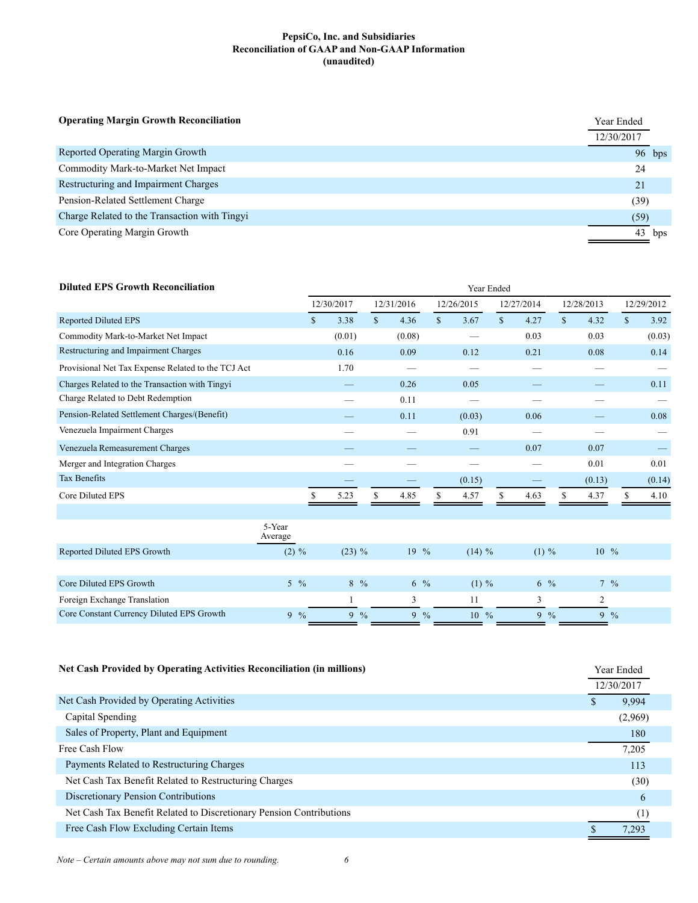**PepsiCo, Inc. and Subsidiaries**
**Reconciliation of GAAP and Non-GAAP Information**
**(unaudited)**

| **Operating Margin Growth Reconciliation** | Year Ended |
|---|---|
| | 12/30/2017 |
| Reported Operating Margin Growth | 96 bps |
| Commodity Mark-to-Market Net Impact | 24 |
| Restructuring and Impairment Charges | 21 |
| Pension-Related Settlement Charge | (39) |
| Charge Related to the Transaction with Tingyi | (59) |
| Core Operating Margin Growth | 43 bps |

| **Diluted EPS Growth Reconciliation** | | Year Ended | | | | | |
|---|---|---|---|---|---|---|---|
| | | 12/30/2017 | 12/31/2016 | 12/26/2015 | 12/27/2014 | 12/28/2013 | 12/29/2012 |
| Reported Diluted EPS | | $ 3.38 | $ 4.36 | $ 3.67 | $ 4.27 | $ 4.32 | $ 3.92 |
| Commodity Mark-to-Market Net Impact | | (0.01) | (0.08) | — | 0.03 | 0.03 | (0.03) |
| Restructuring and Impairment Charges | | 0.16 | 0.09 | 0.12 | 0.21 | 0.08 | 0.14 |
| Provisional Net Tax Expense Related to the TCJ Act | | 1.70 | — | — | — | — | — |
| Charges Related to the Transaction with Tingyi | | — | 0.26 | 0.05 | — | — | 0.11 |
| Charge Related to Debt Redemption | | — | 0.11 | — | — | — | — |
| Pension-Related Settlement Charges/(Benefit) | | — | 0.11 | (0.03) | 0.06 | — | 0.08 |
| Venezuela Impairment Charges | | — | — | 0.91 | — | — | — |
| Venezuela Remeasurement Charges | | — | — | — | 0.07 | 0.07 | — |
| Merger and Integration Charges | | — | — | — | — | 0.01 | 0.01 |
| Tax Benefits | | — | — | (0.15) | — | (0.13) | (0.14) |
| Core Diluted EPS | | $ 5.23 | $ 4.85 | $ 4.57 | $ 4.63 | $ 4.37 | $ 4.10 |
| | 5-Year Average | | | | | | |
| Reported Diluted EPS Growth | (2) % | (23) % | 19 % | (14) % | (1) % | 10 % | |
| Core Diluted EPS Growth | 5 % | 8 % | 6 % | (1) % | 6 % | 7 % | |
| Foreign Exchange Translation | | 1 | 3 | 11 | 3 | 2 | |
| Core Constant Currency Diluted EPS Growth | 9 % | 9 % | 9 % | 10 % | 9 % | 9 % | |

| **Net Cash Provided by Operating Activities Reconciliation (in millions)** | Year Ended |
|---|---|
| | 12/30/2017 |
| Net Cash Provided by Operating Activities | $ 9,994 |
| Capital Spending | (2,969) |
| Sales of Property, Plant and Equipment | 180 |
| Free Cash Flow | 7,205 |
| Payments Related to Restructuring Charges | 113 |
| Net Cash Tax Benefit Related to Restructuring Charges | (30) |
| Discretionary Pension Contributions | 6 |
| Net Cash Tax Benefit Related to Discretionary Pension Contributions | (1) |
| Free Cash Flow Excluding Certain Items | $ 7,293 |

*Note – Certain amounts above may not sum due to rounding.*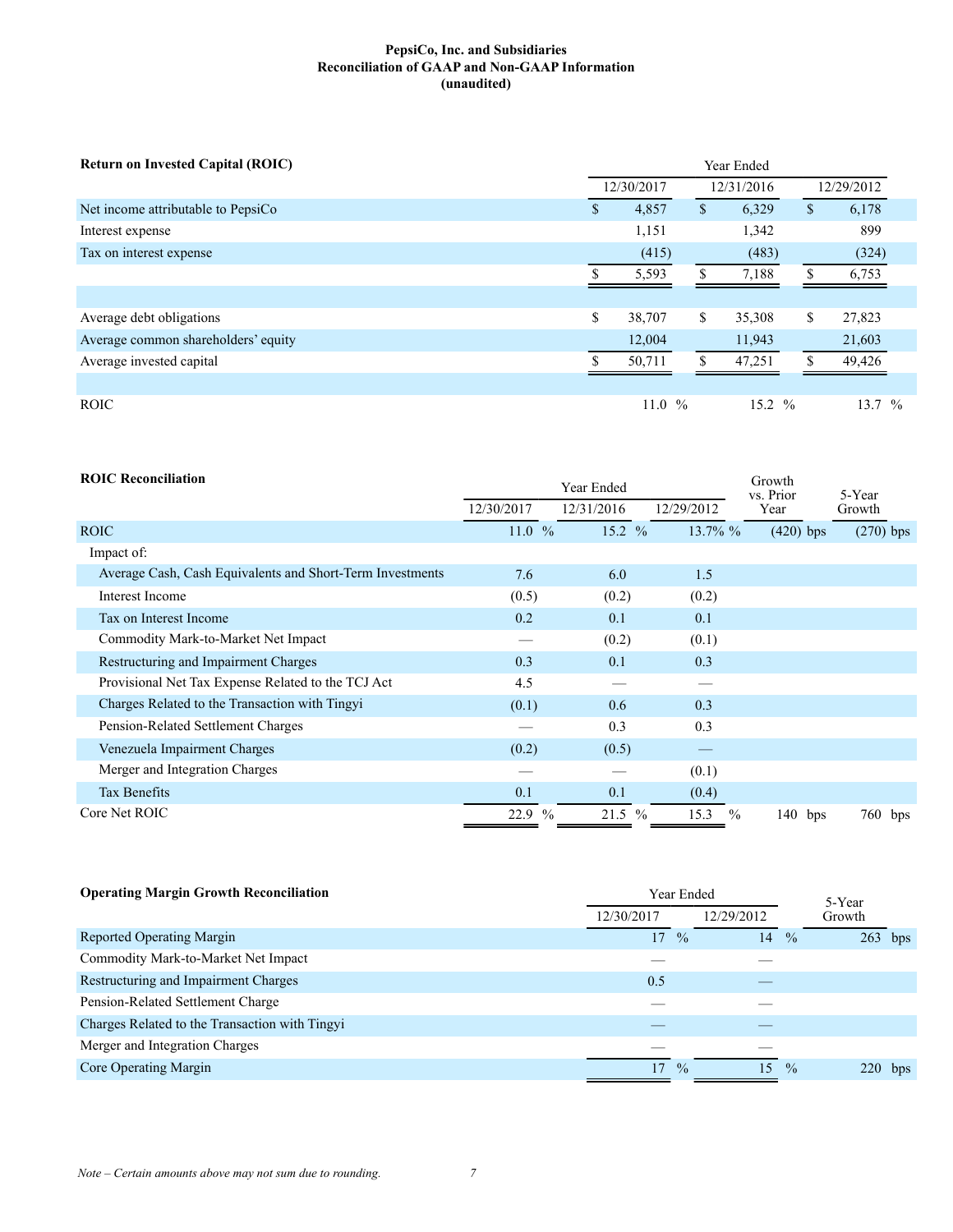**PepsiCo, Inc. and Subsidiaries**
**Reconciliation of GAAP and Non-GAAP Information**
**(unaudited)**

| **Return on Invested Capital (ROIC)** | Year Ended | | |
|---|---|---|---|
| | 12/30/2017 | 12/31/2016 | 12/29/2012 |
| Net income attributable to PepsiCo | $ 4,857 | $ 6,329 | $ 6,178 |
| Interest expense | 1,151 | 1,342 | 899 |
| Tax on interest expense | (415) | (483) | (324) |
| | $ 5,593 | $ 7,188 | $ 6,753 |
| | | | |
| Average debt obligations | $ 38,707 | $ 35,308 | $ 27,823 |
| Average common shareholders' equity | 12,004 | 11,943 | 21,603 |
| Average invested capital | $ 50,711 | $ 47,251 | $ 49,426 |
| | | | |
| ROIC | 11.0 % | 15.2 % | 13.7 % |

| **ROIC Reconciliation** | Year Ended | | | Growth vs. Prior Year | 5-Year Growth |
|---|---|---|---|---|---|
| | 12/30/2017 | 12/31/2016 | 12/29/2012 | | |
| ROIC | 11.0 % | 15.2 % | 13.7% % | (420) bps | (270) bps |
| Impact of: | | | | | |
| Average Cash, Cash Equivalents and Short-Term Investments | 7.6 | 6.0 | 1.5 | | |
| Interest Income | (0.5) | (0.2) | (0.2) | | |
| Tax on Interest Income | 0.2 | 0.1 | 0.1 | | |
| Commodity Mark-to-Market Net Impact | — | (0.2) | (0.1) | | |
| Restructuring and Impairment Charges | 0.3 | 0.1 | 0.3 | | |
| Provisional Net Tax Expense Related to the TCJ Act | 4.5 | — | — | | |
| Charges Related to the Transaction with Tingyi | (0.1) | 0.6 | 0.3 | | |
| Pension-Related Settlement Charges | — | 0.3 | 0.3 | | |
| Venezuela Impairment Charges | (0.2) | (0.5) | — | | |
| Merger and Integration Charges | — | — | (0.1) | | |
| Tax Benefits | 0.1 | 0.1 | (0.4) | | |
| Core Net ROIC | 22.9 % | 21.5 % | 15.3 % | 140 bps | 760 bps |

| **Operating Margin Growth Reconciliation** | Year Ended | | 5-Year Growth |
|---|---|---|---|
| | 12/30/2017 | 12/29/2012 | |
| Reported Operating Margin | 17 % | 14 % | 263 bps |
| Commodity Mark-to-Market Net Impact | — | — | |
| Restructuring and Impairment Charges | 0.5 | — | |
| Pension-Related Settlement Charge | — | — | |
| Charges Related to the Transaction with Tingyi | — | — | |
| Merger and Integration Charges | — | — | |
| Core Operating Margin | 17 % | 15 % | 220 bps |

*Note – Certain amounts above may not sum due to rounding.*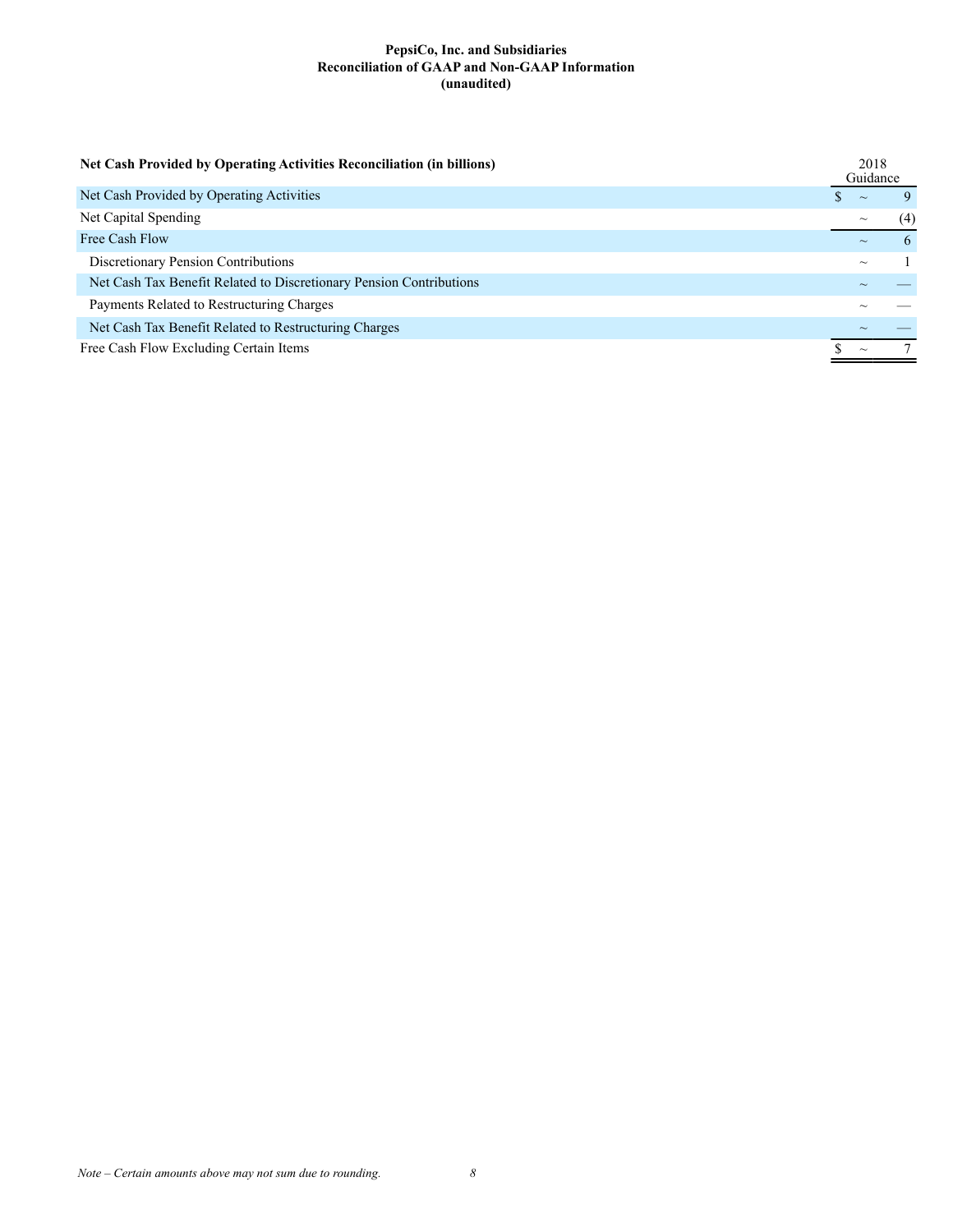**PepsiCo, Inc. and Subsidiaries**
**Reconciliation of GAAP and Non-GAAP Information**
**(unaudited)**

| **Net Cash Provided by Operating Activities Reconciliation (in billions)** | 2018 Guidance |
|---|---|
| Net Cash Provided by Operating Activities | $ ~ 9 |
| Net Capital Spending | ~ (4) |
| Free Cash Flow | ~ 6 |
| Discretionary Pension Contributions | ~ 1 |
| Net Cash Tax Benefit Related to Discretionary Pension Contributions | ~ — |
| Payments Related to Restructuring Charges | ~ — |
| Net Cash Tax Benefit Related to Restructuring Charges | ~ — |
| Free Cash Flow Excluding Certain Items | $ ~ 7 |

*Note – Certain amounts above may not sum due to rounding.*